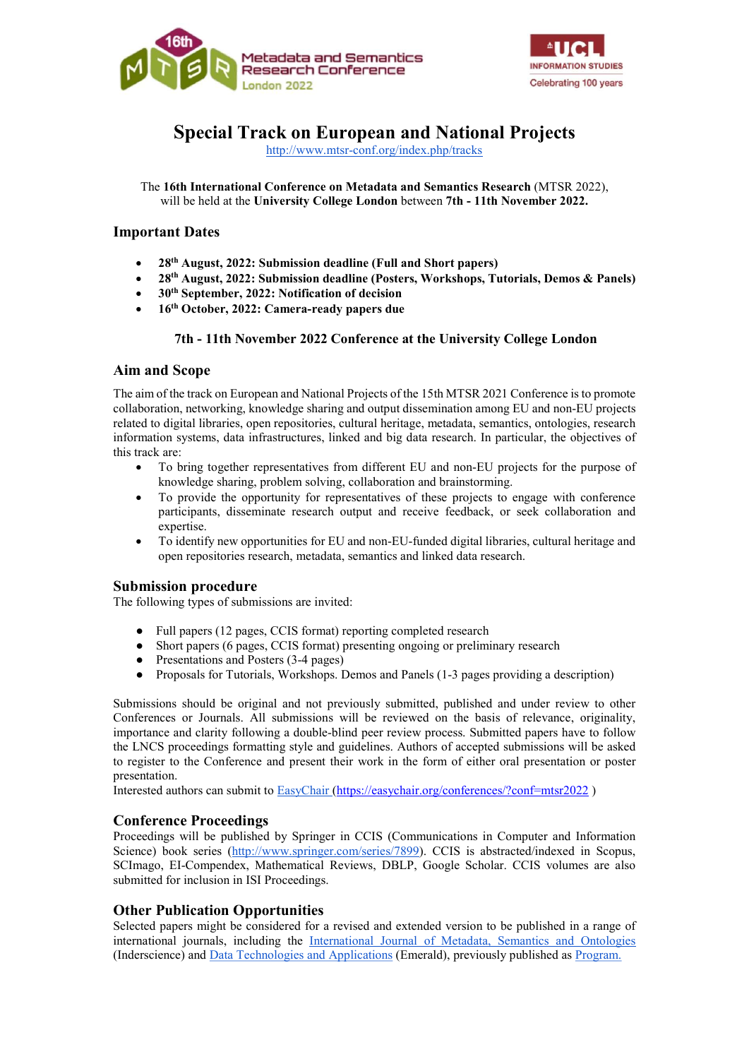Metadata and Semantics Research Conference
London 2022

UCL INFORMATION STUDIES
Celebrating 100 years

# Special Track on European and National Projects

http://www.mtsr-conf.org/index.php/tracks

The **16th International Conference on Metadata and Semantics Research** (MTSR 2022), will be held at the **University College London** between **7th - 11th November 2022.**

## Important Dates

- **28th August, 2022: Submission deadline (Full and Short papers)**
- **28th August, 2022: Submission deadline (Posters, Workshops, Tutorials, Demos & Panels)**
- **30th September, 2022: Notification of decision**
- **16th October, 2022: Camera-ready papers due**

**7th - 11th November 2022 Conference at the University College London**

## Aim and Scope

The aim of the track on European and National Projects of the 15th MTSR 2021 Conference is to promote collaboration, networking, knowledge sharing and output dissemination among EU and non-EU projects related to digital libraries, open repositories, cultural heritage, metadata, semantics, ontologies, research information systems, data infrastructures, linked and big data research. In particular, the objectives of this track are:

- To bring together representatives from different EU and non-EU projects for the purpose of knowledge sharing, problem solving, collaboration and brainstorming.
- To provide the opportunity for representatives of these projects to engage with conference participants, disseminate research output and receive feedback, or seek collaboration and expertise.
- To identify new opportunities for EU and non-EU-funded digital libraries, cultural heritage and open repositories research, metadata, semantics and linked data research.

## Submission procedure

The following types of submissions are invited:

- Full papers (12 pages, CCIS format) reporting completed research
- Short papers (6 pages, CCIS format) presenting ongoing or preliminary research
- Presentations and Posters (3-4 pages)
- Proposals for Tutorials, Workshops. Demos and Panels (1-3 pages providing a description)

Submissions should be original and not previously submitted, published and under review to other Conferences or Journals. All submissions will be reviewed on the basis of relevance, originality, importance and clarity following a double-blind peer review process. Submitted papers have to follow the LNCS proceedings formatting style and guidelines. Authors of accepted submissions will be asked to register to the Conference and present their work in the form of either oral presentation or poster presentation.

Interested authors can submit to EasyChair (https://easychair.org/conferences/?conf=mtsr2022 )

## Conference Proceedings

Proceedings will be published by Springer in CCIS (Communications in Computer and Information Science) book series (http://www.springer.com/series/7899). CCIS is abstracted/indexed in Scopus, SCImago, EI-Compendex, Mathematical Reviews, DBLP, Google Scholar. CCIS volumes are also submitted for inclusion in ISI Proceedings.

## Other Publication Opportunities

Selected papers might be considered for a revised and extended version to be published in a range of international journals, including the International Journal of Metadata, Semantics and Ontologies (Inderscience) and Data Technologies and Applications (Emerald), previously published as Program.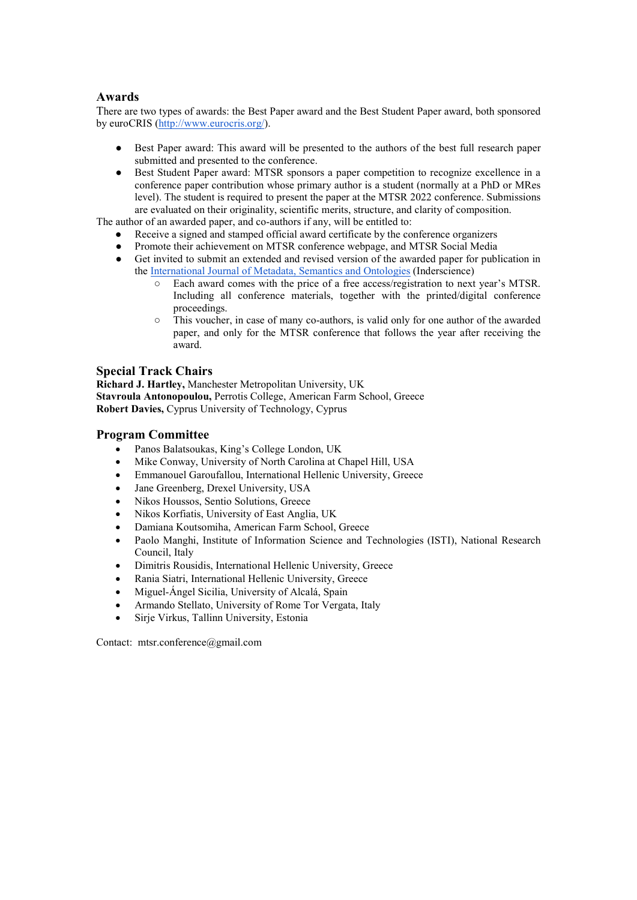## Awards

There are two types of awards: the Best Paper award and the Best Student Paper award, both sponsored by euroCRIS (http://www.eurocris.org/).

- Best Paper award: This award will be presented to the authors of the best full research paper submitted and presented to the conference.
- Best Student Paper award: MTSR sponsors a paper competition to recognize excellence in a conference paper contribution whose primary author is a student (normally at a PhD or MRes level). The student is required to present the paper at the MTSR 2022 conference. Submissions are evaluated on their originality, scientific merits, structure, and clarity of composition.

The author of an awarded paper, and co-authors if any, will be entitled to:

- Receive a signed and stamped official award certificate by the conference organizers
- Promote their achievement on MTSR conference webpage, and MTSR Social Media
- Get invited to submit an extended and revised version of the awarded paper for publication in the International Journal of Metadata, Semantics and Ontologies (Inderscience)
  - Each award comes with the price of a free access/registration to next year's MTSR. Including all conference materials, together with the printed/digital conference proceedings.
  - This voucher, in case of many co-authors, is valid only for one author of the awarded paper, and only for the MTSR conference that follows the year after receiving the award.

## Special Track Chairs

**Richard J. Hartley,** Manchester Metropolitan University, UK
**Stavroula Antonopoulou,** Perrotis College, American Farm School, Greece
**Robert Davies,** Cyprus University of Technology, Cyprus

## Program Committee

- Panos Balatsoukas, King's College London, UK
- Mike Conway, University of North Carolina at Chapel Hill, USA
- Emmanouel Garoufallou, International Hellenic University, Greece
- Jane Greenberg, Drexel University, USA
- Nikos Houssos, Sentio Solutions, Greece
- Nikos Korfiatis, University of East Anglia, UK
- Damiana Koutsomiha, American Farm School, Greece
- Paolo Manghi, Institute of Information Science and Technologies (ISTI), National Research Council, Italy
- Dimitris Rousidis, International Hellenic University, Greece
- Rania Siatri, International Hellenic University, Greece
- Miguel-Ángel Sicilia, University of Alcalá, Spain
- Armando Stellato, University of Rome Tor Vergata, Italy
- Sirje Virkus, Tallinn University, Estonia

Contact: mtsr.conference@gmail.com